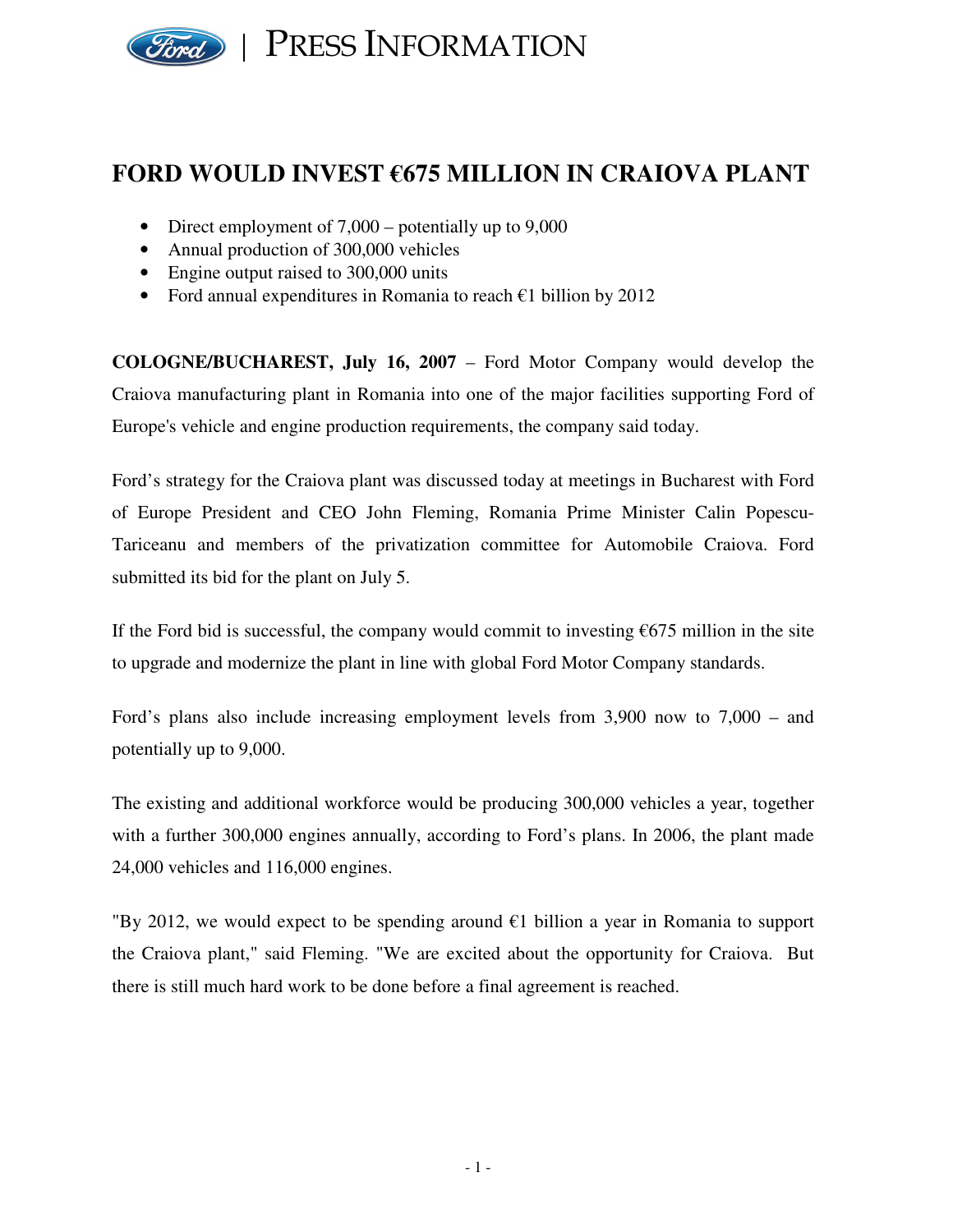PRESS INFORMATION

# FORD WOULD INVEST €675 MILLION IN CRAIOVA PLANT

- Direct employment of 7,000 – potentially up to 9,000
- Annual production of 300,000 vehicles
- Engine output raised to 300,000 units
- Ford annual expenditures in Romania to reach €1 billion by 2012

**COLOGNE/BUCHAREST, July 16, 2007** – Ford Motor Company would develop the Craiova manufacturing plant in Romania into one of the major facilities supporting Ford of Europe's vehicle and engine production requirements, the company said today.

Ford's strategy for the Craiova plant was discussed today at meetings in Bucharest with Ford of Europe President and CEO John Fleming, Romania Prime Minister Calin Popescu-Tariceanu and members of the privatization committee for Automobile Craiova. Ford submitted its bid for the plant on July 5.

If the Ford bid is successful, the company would commit to investing €675 million in the site to upgrade and modernize the plant in line with global Ford Motor Company standards.

Ford's plans also include increasing employment levels from 3,900 now to 7,000 – and potentially up to 9,000.

The existing and additional workforce would be producing 300,000 vehicles a year, together with a further 300,000 engines annually, according to Ford's plans. In 2006, the plant made 24,000 vehicles and 116,000 engines.

"By 2012, we would expect to be spending around €1 billion a year in Romania to support the Craiova plant," said Fleming. "We are excited about the opportunity for Craiova. But there is still much hard work to be done before a final agreement is reached.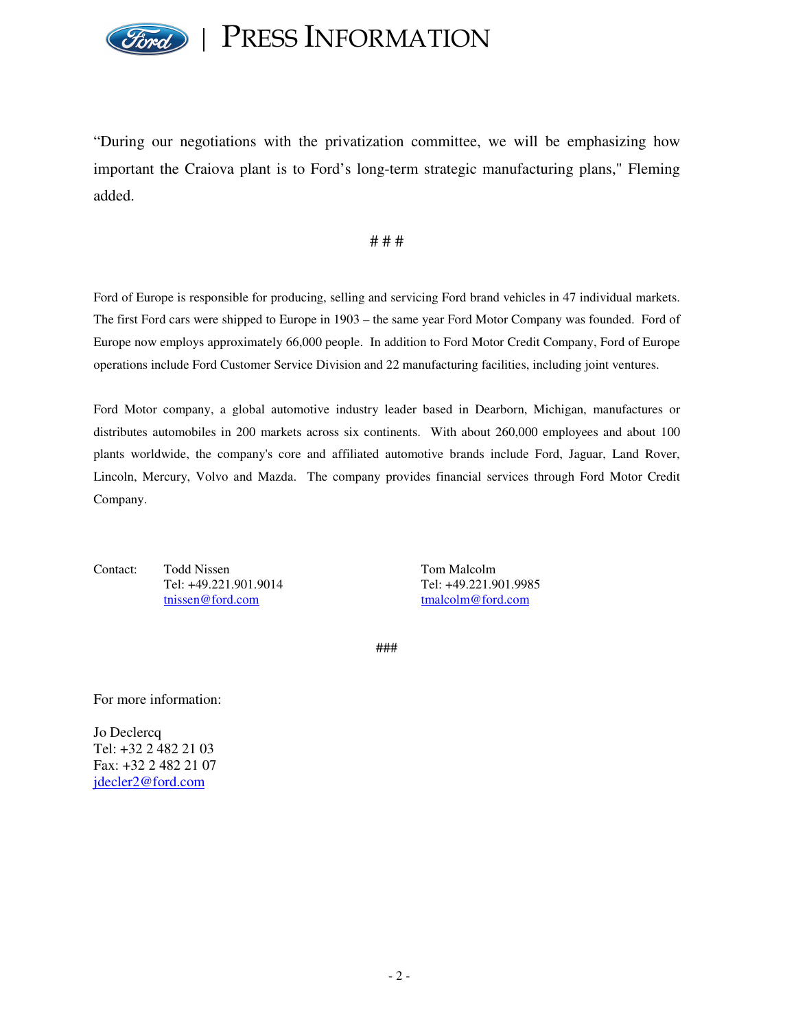"During our negotiations with the privatization committee, we will be emphasizing how important the Craiova plant is to Ford's long-term strategic manufacturing plans," Fleming added.

# # #

Ford of Europe is responsible for producing, selling and servicing Ford brand vehicles in 47 individual markets. The first Ford cars were shipped to Europe in 1903 – the same year Ford Motor Company was founded. Ford of Europe now employs approximately 66,000 people. In addition to Ford Motor Credit Company, Ford of Europe operations include Ford Customer Service Division and 22 manufacturing facilities, including joint ventures.

Ford Motor company, a global automotive industry leader based in Dearborn, Michigan, manufactures or distributes automobiles in 200 markets across six continents. With about 260,000 employees and about 100 plants worldwide, the company's core and affiliated automotive brands include Ford, Jaguar, Land Rover, Lincoln, Mercury, Volvo and Mazda. The company provides financial services through Ford Motor Credit Company.

Contact:

Todd Nissen
Tel: +49.221.901.9014
tnissen@ford.com

Tom Malcolm
Tel: +49.221.901.9985
tmalcolm@ford.com

###

For more information:

Jo Declercq
Tel: +32 2 482 21 03
Fax: +32 2 482 21 07
jdecler2@ford.com